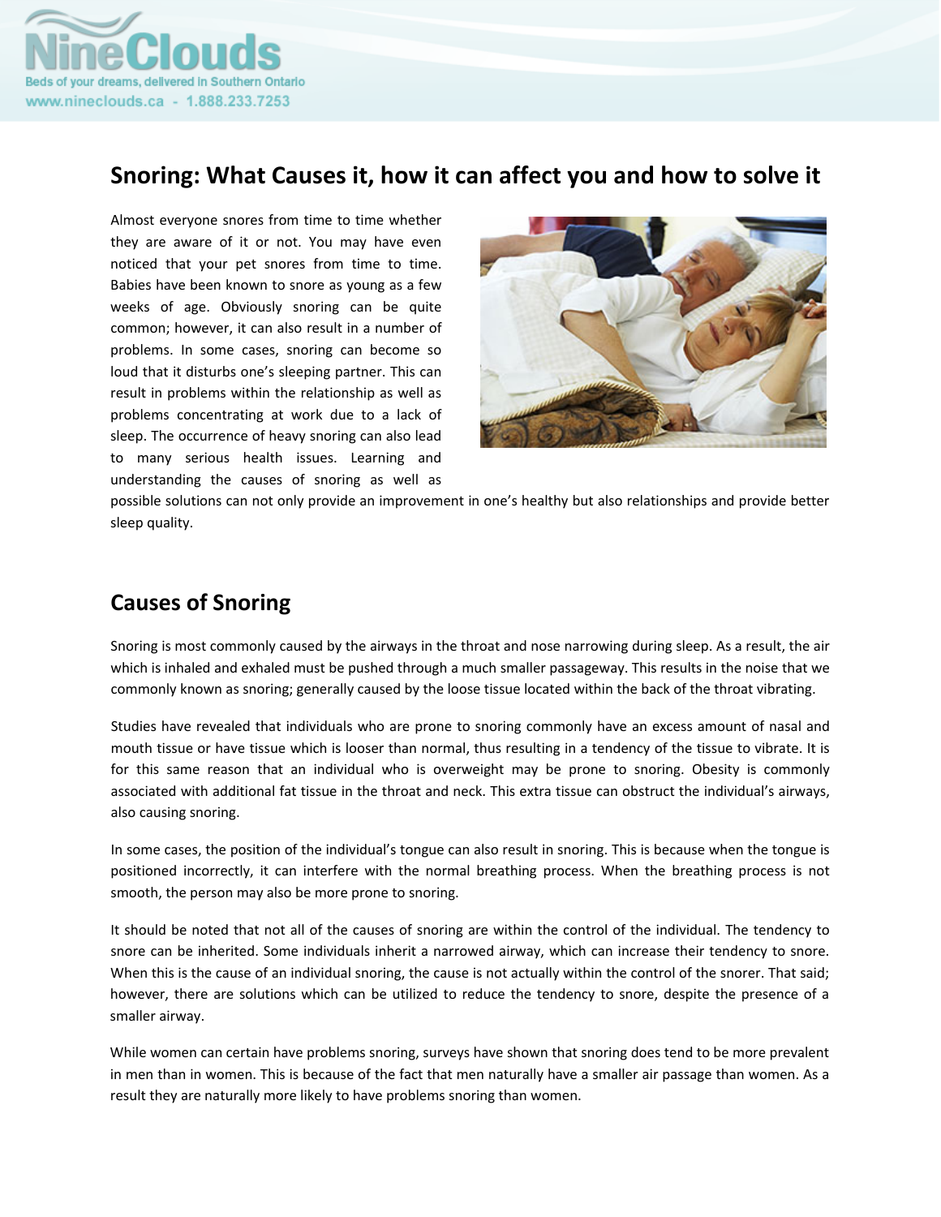# Snoring: What Causes it, how it can affect you and how to solve it

Almost everyone snores from time to time whether they are aware of it or not. You may have even noticed that your pet snores from time to time. Babies have been known to snore as young as a few weeks of age. Obviously snoring can be quite common; however, it can also result in a number of problems. In some cases, snoring can become so loud that it disturbs one's sleeping partner. This can result in problems within the relationship as well as problems concentrating at work due to a lack of sleep. The occurrence of heavy snoring can also lead to many serious health issues. Learning and understanding the causes of snoring as well as possible solutions can not only provide an improvement in one's healthy but also relationships and provide better sleep quality.

## Causes of Snoring

Snoring is most commonly caused by the airways in the throat and nose narrowing during sleep. As a result, the air which is inhaled and exhaled must be pushed through a much smaller passageway. This results in the noise that we commonly known as snoring; generally caused by the loose tissue located within the back of the throat vibrating.

Studies have revealed that individuals who are prone to snoring commonly have an excess amount of nasal and mouth tissue or have tissue which is looser than normal, thus resulting in a tendency of the tissue to vibrate. It is for this same reason that an individual who is overweight may be prone to snoring. Obesity is commonly associated with additional fat tissue in the throat and neck. This extra tissue can obstruct the individual's airways, also causing snoring.

In some cases, the position of the individual's tongue can also result in snoring. This is because when the tongue is positioned incorrectly, it can interfere with the normal breathing process. When the breathing process is not smooth, the person may also be more prone to snoring.

It should be noted that not all of the causes of snoring are within the control of the individual. The tendency to snore can be inherited. Some individuals inherit a narrowed airway, which can increase their tendency to snore. When this is the cause of an individual snoring, the cause is not actually within the control of the snorer. That said; however, there are solutions which can be utilized to reduce the tendency to snore, despite the presence of a smaller airway.

While women can certain have problems snoring, surveys have shown that snoring does tend to be more prevalent in men than in women. This is because of the fact that men naturally have a smaller air passage than women. As a result they are naturally more likely to have problems snoring than women.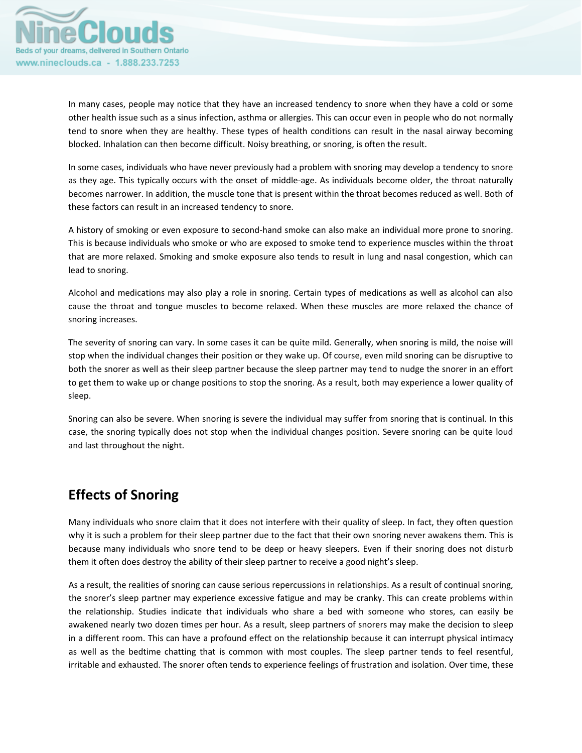In many cases, people may notice that they have an increased tendency to snore when they have a cold or some other health issue such as a sinus infection, asthma or allergies. This can occur even in people who do not normally tend to snore when they are healthy. These types of health conditions can result in the nasal airway becoming blocked. Inhalation can then become difficult. Noisy breathing, or snoring, is often the result.

In some cases, individuals who have never previously had a problem with snoring may develop a tendency to snore as they age. This typically occurs with the onset of middle-age. As individuals become older, the throat naturally becomes narrower. In addition, the muscle tone that is present within the throat becomes reduced as well. Both of these factors can result in an increased tendency to snore.

A history of smoking or even exposure to second-hand smoke can also make an individual more prone to snoring. This is because individuals who smoke or who are exposed to smoke tend to experience muscles within the throat that are more relaxed. Smoking and smoke exposure also tends to result in lung and nasal congestion, which can lead to snoring.

Alcohol and medications may also play a role in snoring. Certain types of medications as well as alcohol can also cause the throat and tongue muscles to become relaxed. When these muscles are more relaxed the chance of snoring increases.

The severity of snoring can vary. In some cases it can be quite mild. Generally, when snoring is mild, the noise will stop when the individual changes their position or they wake up. Of course, even mild snoring can be disruptive to both the snorer as well as their sleep partner because the sleep partner may tend to nudge the snorer in an effort to get them to wake up or change positions to stop the snoring. As a result, both may experience a lower quality of sleep.

Snoring can also be severe. When snoring is severe the individual may suffer from snoring that is continual. In this case, the snoring typically does not stop when the individual changes position. Severe snoring can be quite loud and last throughout the night.

## Effects of Snoring

Many individuals who snore claim that it does not interfere with their quality of sleep. In fact, they often question why it is such a problem for their sleep partner due to the fact that their own snoring never awakens them. This is because many individuals who snore tend to be deep or heavy sleepers. Even if their snoring does not disturb them it often does destroy the ability of their sleep partner to receive a good night's sleep.

As a result, the realities of snoring can cause serious repercussions in relationships. As a result of continual snoring, the snorer's sleep partner may experience excessive fatigue and may be cranky. This can create problems within the relationship. Studies indicate that individuals who share a bed with someone who stores, can easily be awakened nearly two dozen times per hour. As a result, sleep partners of snorers may make the decision to sleep in a different room. This can have a profound effect on the relationship because it can interrupt physical intimacy as well as the bedtime chatting that is common with most couples. The sleep partner tends to feel resentful, irritable and exhausted. The snorer often tends to experience feelings of frustration and isolation. Over time, these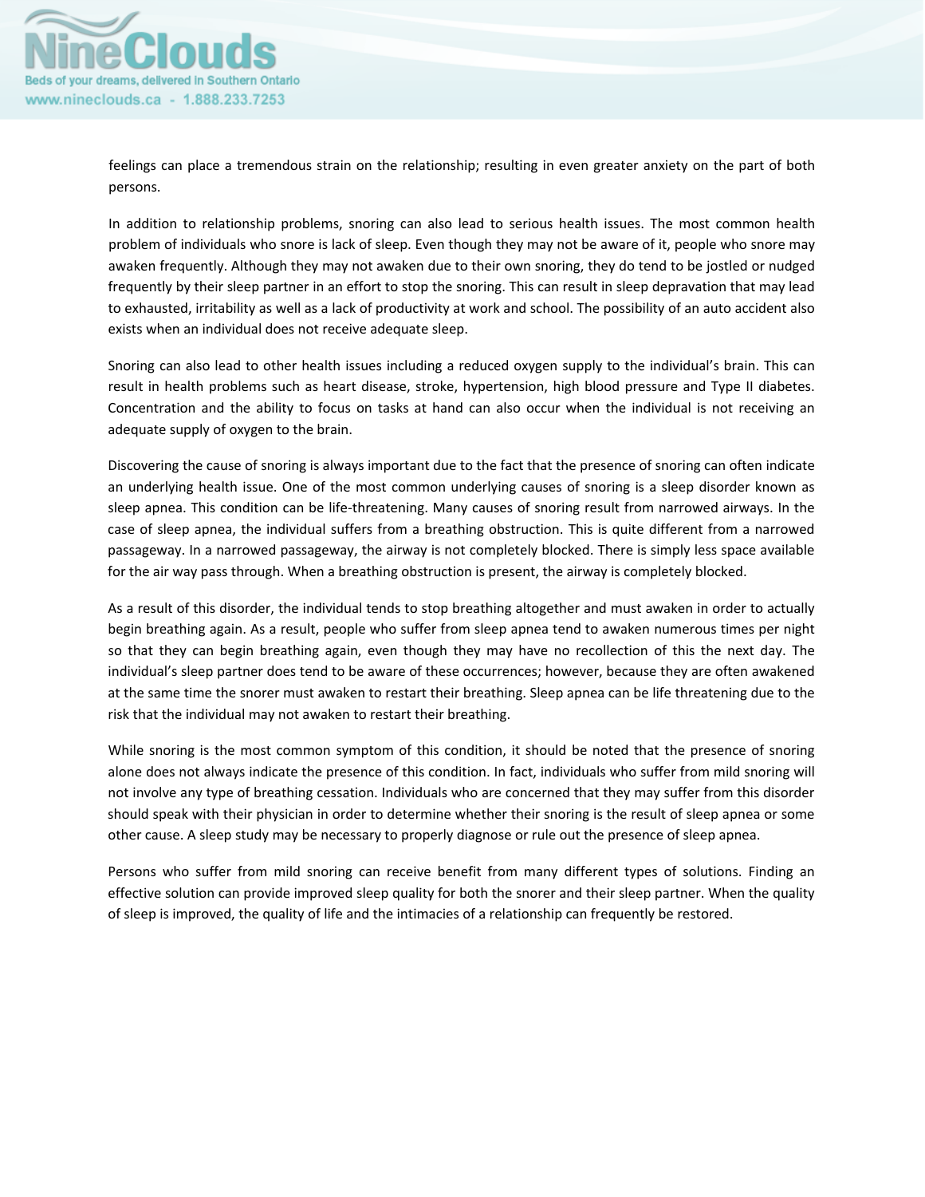feelings can place a tremendous strain on the relationship; resulting in even greater anxiety on the part of both persons.

In addition to relationship problems, snoring can also lead to serious health issues. The most common health problem of individuals who snore is lack of sleep. Even though they may not be aware of it, people who snore may awaken frequently. Although they may not awaken due to their own snoring, they do tend to be jostled or nudged frequently by their sleep partner in an effort to stop the snoring. This can result in sleep depravation that may lead to exhausted, irritability as well as a lack of productivity at work and school. The possibility of an auto accident also exists when an individual does not receive adequate sleep.

Snoring can also lead to other health issues including a reduced oxygen supply to the individual's brain. This can result in health problems such as heart disease, stroke, hypertension, high blood pressure and Type II diabetes. Concentration and the ability to focus on tasks at hand can also occur when the individual is not receiving an adequate supply of oxygen to the brain.

Discovering the cause of snoring is always important due to the fact that the presence of snoring can often indicate an underlying health issue. One of the most common underlying causes of snoring is a sleep disorder known as sleep apnea. This condition can be life-threatening. Many causes of snoring result from narrowed airways. In the case of sleep apnea, the individual suffers from a breathing obstruction. This is quite different from a narrowed passageway. In a narrowed passageway, the airway is not completely blocked. There is simply less space available for the air way pass through. When a breathing obstruction is present, the airway is completely blocked.

As a result of this disorder, the individual tends to stop breathing altogether and must awaken in order to actually begin breathing again. As a result, people who suffer from sleep apnea tend to awaken numerous times per night so that they can begin breathing again, even though they may have no recollection of this the next day. The individual's sleep partner does tend to be aware of these occurrences; however, because they are often awakened at the same time the snorer must awaken to restart their breathing. Sleep apnea can be life threatening due to the risk that the individual may not awaken to restart their breathing.

While snoring is the most common symptom of this condition, it should be noted that the presence of snoring alone does not always indicate the presence of this condition. In fact, individuals who suffer from mild snoring will not involve any type of breathing cessation. Individuals who are concerned that they may suffer from this disorder should speak with their physician in order to determine whether their snoring is the result of sleep apnea or some other cause. A sleep study may be necessary to properly diagnose or rule out the presence of sleep apnea.

Persons who suffer from mild snoring can receive benefit from many different types of solutions. Finding an effective solution can provide improved sleep quality for both the snorer and their sleep partner. When the quality of sleep is improved, the quality of life and the intimacies of a relationship can frequently be restored.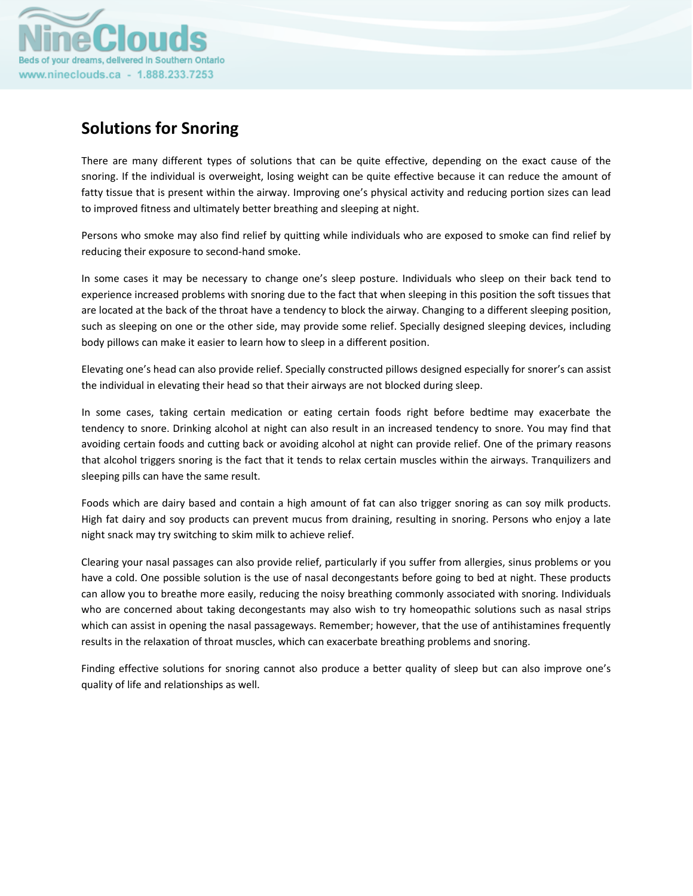## Solutions for Snoring

There are many different types of solutions that can be quite effective, depending on the exact cause of the snoring. If the individual is overweight, losing weight can be quite effective because it can reduce the amount of fatty tissue that is present within the airway. Improving one's physical activity and reducing portion sizes can lead to improved fitness and ultimately better breathing and sleeping at night.

Persons who smoke may also find relief by quitting while individuals who are exposed to smoke can find relief by reducing their exposure to second-hand smoke.

In some cases it may be necessary to change one's sleep posture. Individuals who sleep on their back tend to experience increased problems with snoring due to the fact that when sleeping in this position the soft tissues that are located at the back of the throat have a tendency to block the airway. Changing to a different sleeping position, such as sleeping on one or the other side, may provide some relief. Specially designed sleeping devices, including body pillows can make it easier to learn how to sleep in a different position.

Elevating one's head can also provide relief. Specially constructed pillows designed especially for snorer's can assist the individual in elevating their head so that their airways are not blocked during sleep.

In some cases, taking certain medication or eating certain foods right before bedtime may exacerbate the tendency to snore. Drinking alcohol at night can also result in an increased tendency to snore. You may find that avoiding certain foods and cutting back or avoiding alcohol at night can provide relief. One of the primary reasons that alcohol triggers snoring is the fact that it tends to relax certain muscles within the airways. Tranquilizers and sleeping pills can have the same result.

Foods which are dairy based and contain a high amount of fat can also trigger snoring as can soy milk products. High fat dairy and soy products can prevent mucus from draining, resulting in snoring. Persons who enjoy a late night snack may try switching to skim milk to achieve relief.

Clearing your nasal passages can also provide relief, particularly if you suffer from allergies, sinus problems or you have a cold. One possible solution is the use of nasal decongestants before going to bed at night. These products can allow you to breathe more easily, reducing the noisy breathing commonly associated with snoring. Individuals who are concerned about taking decongestants may also wish to try homeopathic solutions such as nasal strips which can assist in opening the nasal passageways. Remember; however, that the use of antihistamines frequently results in the relaxation of throat muscles, which can exacerbate breathing problems and snoring.

Finding effective solutions for snoring cannot also produce a better quality of sleep but can also improve one's quality of life and relationships as well.